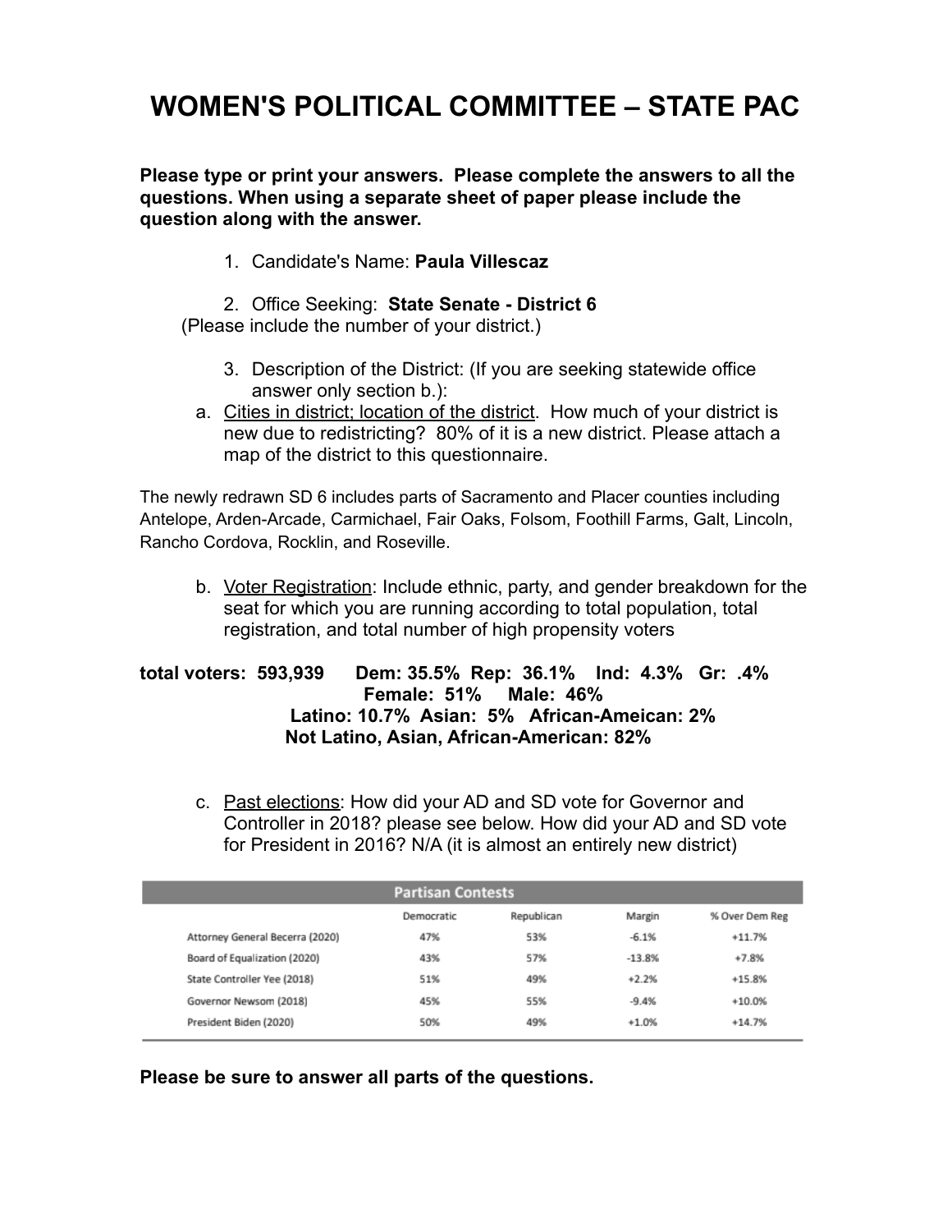# WOMEN'S POLITICAL COMMITTEE – STATE PAC

**Please type or print your answers. Please complete the answers to all the questions. When using a separate sheet of paper please include the question along with the answer.**

1. Candidate's Name: **Paula Villescaz**

2. Office Seeking: **State Senate - District 6**
(Please include the number of your district.)

3. Description of the District: (If you are seeking statewide office answer only section b.):

a. Cities in district; location of the district. How much of your district is new due to redistricting? 80% of it is a new district. Please attach a map of the district to this questionnaire.

The newly redrawn SD 6 includes parts of Sacramento and Placer counties including Antelope, Arden-Arcade, Carmichael, Fair Oaks, Folsom, Foothill Farms, Galt, Lincoln, Rancho Cordova, Rocklin, and Roseville.

b. Voter Registration: Include ethnic, party, and gender breakdown for the seat for which you are running according to total population, total registration, and total number of high propensity voters

**total voters: 593,939 Dem: 35.5% Rep: 36.1% Ind: 4.3% Gr: .4%**
**Female: 51% Male: 46%**
**Latino: 10.7% Asian: 5% African-Ameican: 2%**
**Not Latino, Asian, African-American: 82%**

c. Past elections: How did your AD and SD vote for Governor and Controller in 2018? please see below. How did your AD and SD vote for President in 2016? N/A (it is almost an entirely new district)

| Partisan Contests | | | | |
|---|---|---|---|---|
| | Democratic | Republican | Margin | % Over Dem Reg |
| Attorney General Becerra (2020) | 47% | 53% | -6.1% | +11.7% |
| Board of Equalization (2020) | 43% | 57% | -13.8% | +7.8% |
| State Controller Yee (2018) | 51% | 49% | +2.2% | +15.8% |
| Governor Newsom (2018) | 45% | 55% | -9.4% | +10.0% |
| President Biden (2020) | 50% | 49% | +1.0% | +14.7% |

**Please be sure to answer all parts of the questions.**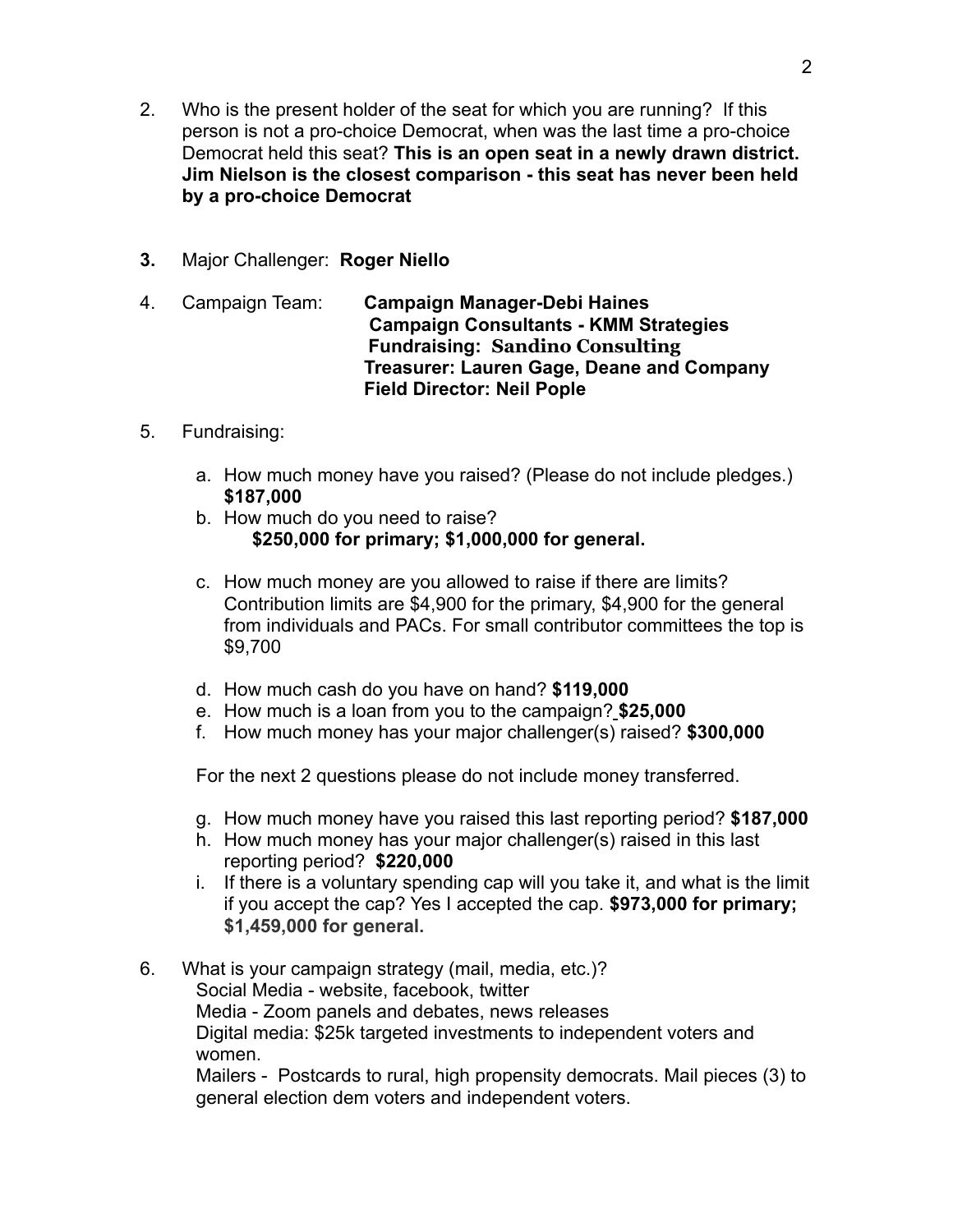2. Who is the present holder of the seat for which you are running? If this person is not a pro-choice Democrat, when was the last time a pro-choice Democrat held this seat? **This is an open seat in a newly drawn district. Jim Nielson is the closest comparison - this seat has never been held by a pro-choice Democrat**

**3.** Major Challenger: **Roger Niello**

4. Campaign Team: **Campaign Manager-Debi Haines**
 **Campaign Consultants - KMM Strategies**
 **Fundraising: Sandino Consulting**
 **Treasurer: Lauren Gage, Deane and Company**
 **Field Director: Neil Pople**

5. Fundraising:

 a. How much money have you raised? (Please do not include pledges.) **$187,000**
 b. How much do you need to raise?
 **$250,000 for primary; $1,000,000 for general.**

 c. How much money are you allowed to raise if there are limits? Contribution limits are $4,900 for the primary, $4,900 for the general from individuals and PACs. For small contributor committees the top is $9,700

 d. How much cash do you have on hand? **$119,000**
 e. How much is a loan from you to the campaign? **$25,000**
 f. How much money has your major challenger(s) raised? **$300,000**

 For the next 2 questions please do not include money transferred.

 g. How much money have you raised this last reporting period? **$187,000**
 h. How much money has your major challenger(s) raised in this last reporting period? **$220,000**
 i. If there is a voluntary spending cap will you take it, and what is the limit if you accept the cap? Yes I accepted the cap. **$973,000 for primary; $1,459,000 for general.**

6. What is your campaign strategy (mail, media, etc.)?
 Social Media - website, facebook, twitter
 Media - Zoom panels and debates, news releases
 Digital media: $25k targeted investments to independent voters and women.
 Mailers - Postcards to rural, high propensity democrats. Mail pieces (3) to general election dem voters and independent voters.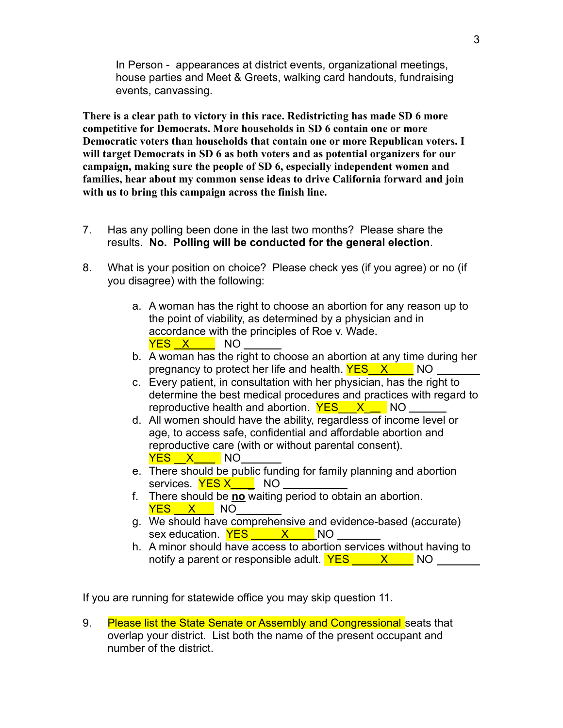In Person - appearances at district events, organizational meetings, house parties and Meet & Greets, walking card handouts, fundraising events, canvassing.

**There is a clear path to victory in this race. Redistricting has made SD 6 more competitive for Democrats. More households in SD 6 contain one or more Democratic voters than households that contain one or more Republican voters. I will target Democrats in SD 6 as both voters and as potential organizers for our campaign, making sure the people of SD 6, especially independent women and families, hear about my common sense ideas to drive California forward and join with us to bring this campaign across the finish line.**

7. Has any polling been done in the last two months? Please share the results. **No. Polling will be conducted for the general election**.

8. What is your position on choice? Please check yes (if you agree) or no (if you disagree) with the following:

   a. A woman has the right to choose an abortion for any reason up to the point of viability, as determined by a physician and in accordance with the principles of Roe v. Wade. YES \_X\_\_ NO \_\_\_\_\_\_
   b. A woman has the right to choose an abortion at any time during her pregnancy to protect her life and health. YES \_\_X\_\_\_ NO \_\_\_\_\_\_\_
   c. Every patient, in consultation with her physician, has the right to determine the best medical procedures and practices with regard to reproductive health and abortion. YES \_\_\_X\_\_ NO \_\_\_\_\_\_
   d. All women should have the ability, regardless of income level or age, to access safe, confidential and affordable abortion and reproductive care (with or without parental consent). YES \_\_X\_\_\_ NO\_\_\_\_\_\_\_
   e. There should be public funding for family planning and abortion services. YES X\_\_\_\_ NO \_\_\_\_\_\_\_\_\_\_\_
   f. There should be **no** waiting period to obtain an abortion. YES \_\_X\_\_ NO\_\_\_\_\_\_\_\_
   g. We should have comprehensive and evidence-based (accurate) sex education. YES \_\_\_\_\_X\_\_\_\_\_NO \_\_\_\_\_\_\_
   h. A minor should have access to abortion services without having to notify a parent or responsible adult. YES \_\_\_\_\_X\_\_\_\_\_ NO \_\_\_\_\_\_\_

If you are running for statewide office you may skip question 11.

9. Please list the State Senate or Assembly and Congressional seats that overlap your district. List both the name of the present occupant and number of the district.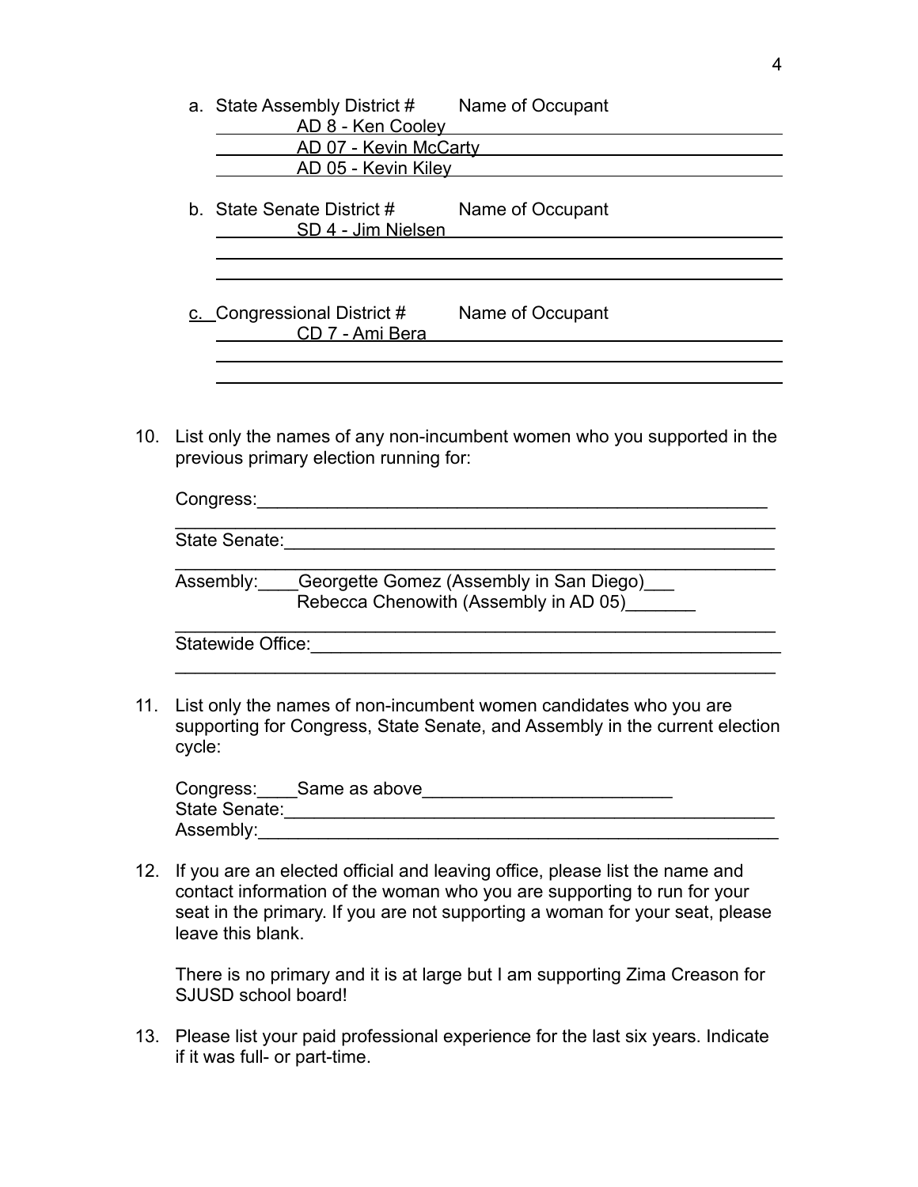a. State Assembly District # Name of Occupant

AD 8 - Ken Cooley

AD 07 - Kevin McCarty

AD 05 - Kevin Kiley

b. State Senate District # Name of Occupant

SD 4 - Jim Nielsen

c. Congressional District # Name of Occupant

CD 7 - Ami Bera

10. List only the names of any non-incumbent women who you supported in the previous primary election running for:

    Congress:

    State Senate:

    Assembly: Georgette Gomez (Assembly in San Diego)
    Rebecca Chenowith (Assembly in AD 05)

    Statewide Office:

11. List only the names of non-incumbent women candidates who you are supporting for Congress, State Senate, and Assembly in the current election cycle:

    Congress: Same as above
    State Senate:
    Assembly:

12. If you are an elected official and leaving office, please list the name and contact information of the woman who you are supporting to run for your seat in the primary. If you are not supporting a woman for your seat, please leave this blank.

    There is no primary and it is at large but I am supporting Zima Creason for SJUSD school board!

13. Please list your paid professional experience for the last six years. Indicate if it was full- or part-time.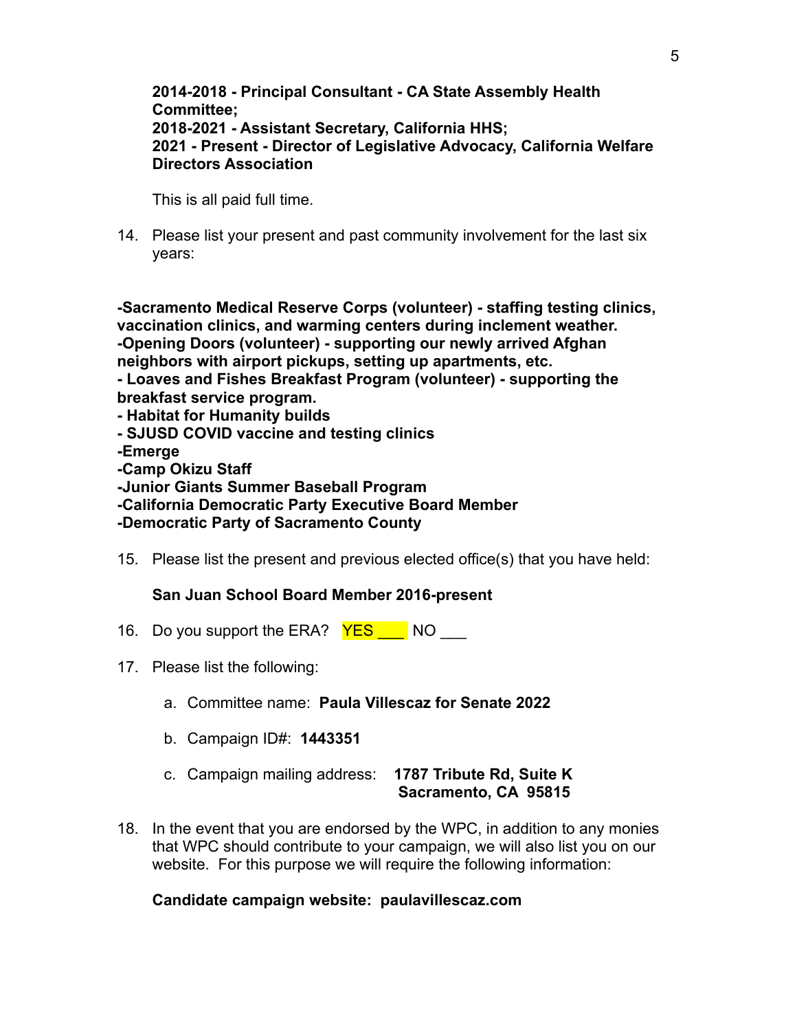**2014-2018 - Principal Consultant - CA State Assembly Health Committee;**
**2018-2021 - Assistant Secretary, California HHS;**
**2021 - Present - Director of Legislative Advocacy, California Welfare Directors Association**

This is all paid full time.

14. Please list your present and past community involvement for the last six years:

**-Sacramento Medical Reserve Corps (volunteer) - staffing testing clinics, vaccination clinics, and warming centers during inclement weather.**
**-Opening Doors (volunteer) - supporting our newly arrived Afghan neighbors with airport pickups, setting up apartments, etc.**
**- Loaves and Fishes Breakfast Program (volunteer) - supporting the breakfast service program.**
**- Habitat for Humanity builds**
**- SJUSD COVID vaccine and testing clinics**
**-Emerge**
**-Camp Okizu Staff**
**-Junior Giants Summer Baseball Program**
**-California Democratic Party Executive Board Member**
**-Democratic Party of Sacramento County**

15. Please list the present and previous elected office(s) that you have held:

    **San Juan School Board Member 2016-present**

16. Do you support the ERA? YES ___ NO ___

17. Please list the following:

    a. Committee name: **Paula Villescaz for Senate 2022**

    b. Campaign ID#: **1443351**

    c. Campaign mailing address: **1787 Tribute Rd, Suite K Sacramento, CA 95815**

18. In the event that you are endorsed by the WPC, in addition to any monies that WPC should contribute to your campaign, we will also list you on our website. For this purpose we will require the following information:

    **Candidate campaign website: paulavillescaz.com**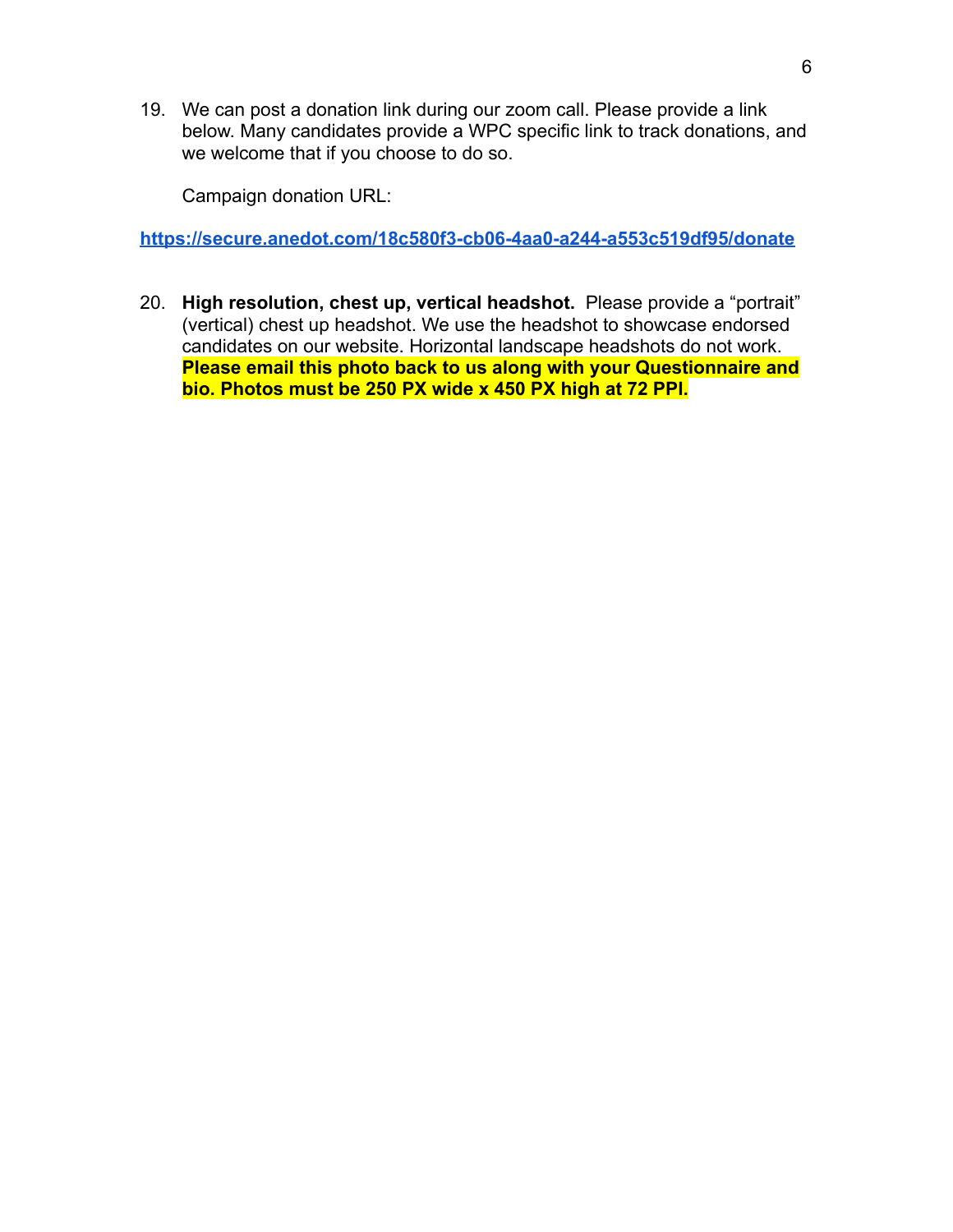19. We can post a donation link during our zoom call. Please provide a link below. Many candidates provide a WPC specific link to track donations, and we welcome that if you choose to do so.

    Campaign donation URL:

**https://secure.anedot.com/18c580f3-cb06-4aa0-a244-a553c519df95/donate**

20. **High resolution, chest up, vertical headshot.** Please provide a "portrait" (vertical) chest up headshot. We use the headshot to showcase endorsed candidates on our website. Horizontal landscape headshots do not work. **Please email this photo back to us along with your Questionnaire and bio. Photos must be 250 PX wide x 450 PX high at 72 PPI.**